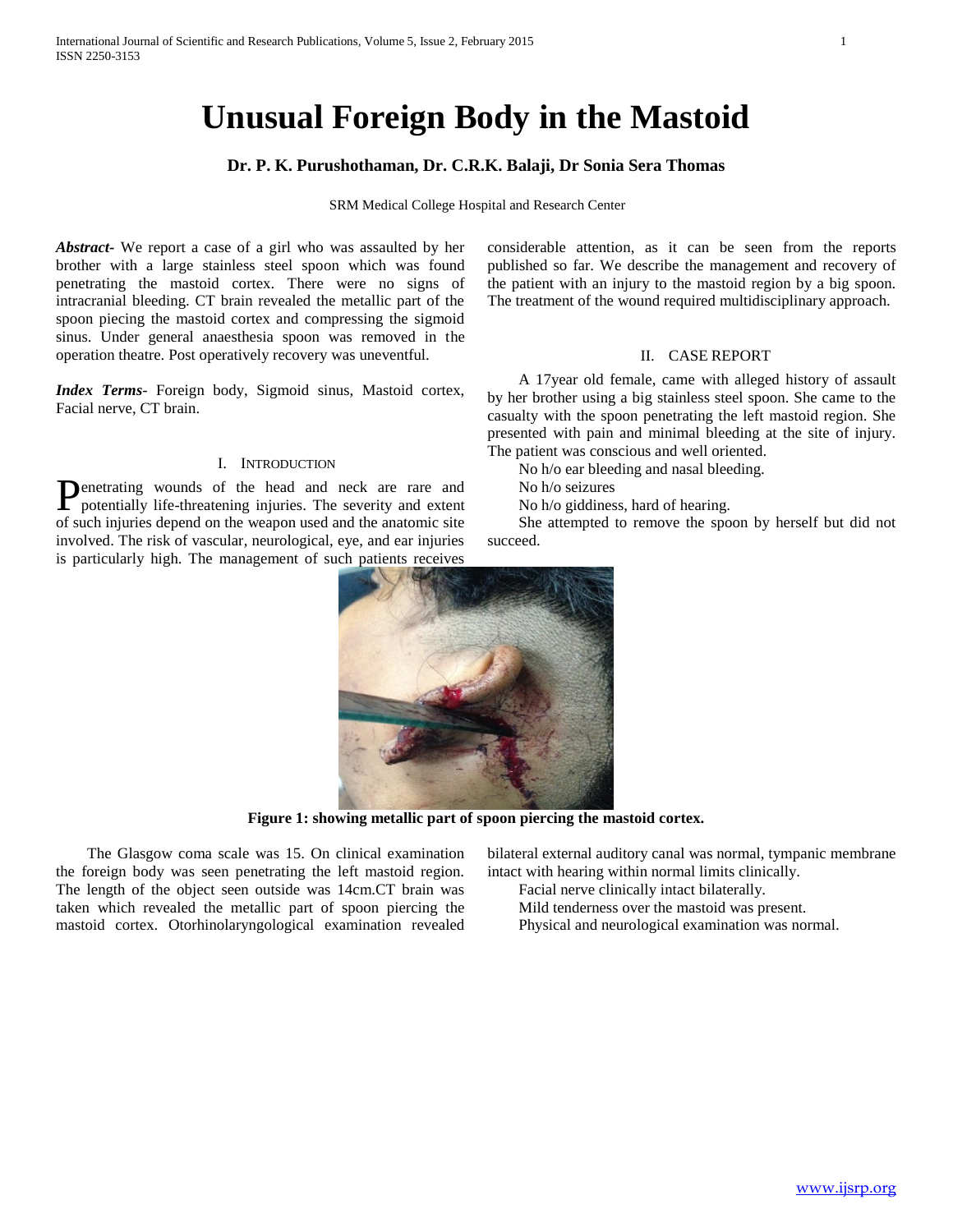# Unusual Foreign Body in the Mastoid

**Dr. P. K. Purushothaman, Dr. C.R.K. Balaji, Dr Sonia Sera Thomas**

SRM Medical College Hospital and Research Center

***Abstract***- We report a case of a girl who was assaulted by her brother with a large stainless steel spoon which was found penetrating the mastoid cortex. There were no signs of intracranial bleeding. CT brain revealed the metallic part of the spoon piecing the mastoid cortex and compressing the sigmoid sinus. Under general anaesthesia spoon was removed in the operation theatre. Post operatively recovery was uneventful.

***Index Terms***- Foreign body, Sigmoid sinus, Mastoid cortex, Facial nerve, CT brain.

## I. Introduction

Penetrating wounds of the head and neck are rare and potentially life-threatening injuries. The severity and extent of such injuries depend on the weapon used and the anatomic site involved. The risk of vascular, neurological, eye, and ear injuries is particularly high. The management of such patients receives considerable attention, as it can be seen from the reports published so far. We describe the management and recovery of the patient with an injury to the mastoid region by a big spoon. The treatment of the wound required multidisciplinary approach.

## II. Case Report

A 17year old female, came with alleged history of assault by her brother using a big stainless steel spoon. She came to the casualty with the spoon penetrating the left mastoid region. She presented with pain and minimal bleeding at the site of injury. The patient was conscious and well oriented.

No h/o ear bleeding and nasal bleeding.

No h/o seizures

No h/o giddiness, hard of hearing.

She attempted to remove the spoon by herself but did not succeed.

**Figure 1: showing metallic part of spoon piercing the mastoid cortex.**

The Glasgow coma scale was 15. On clinical examination the foreign body was seen penetrating the left mastoid region. The length of the object seen outside was 14cm.CT brain was taken which revealed the metallic part of spoon piercing the mastoid cortex. Otorhinolaryngological examination revealed bilateral external auditory canal was normal, tympanic membrane intact with hearing within normal limits clinically.

Facial nerve clinically intact bilaterally.

Mild tenderness over the mastoid was present.

Physical and neurological examination was normal.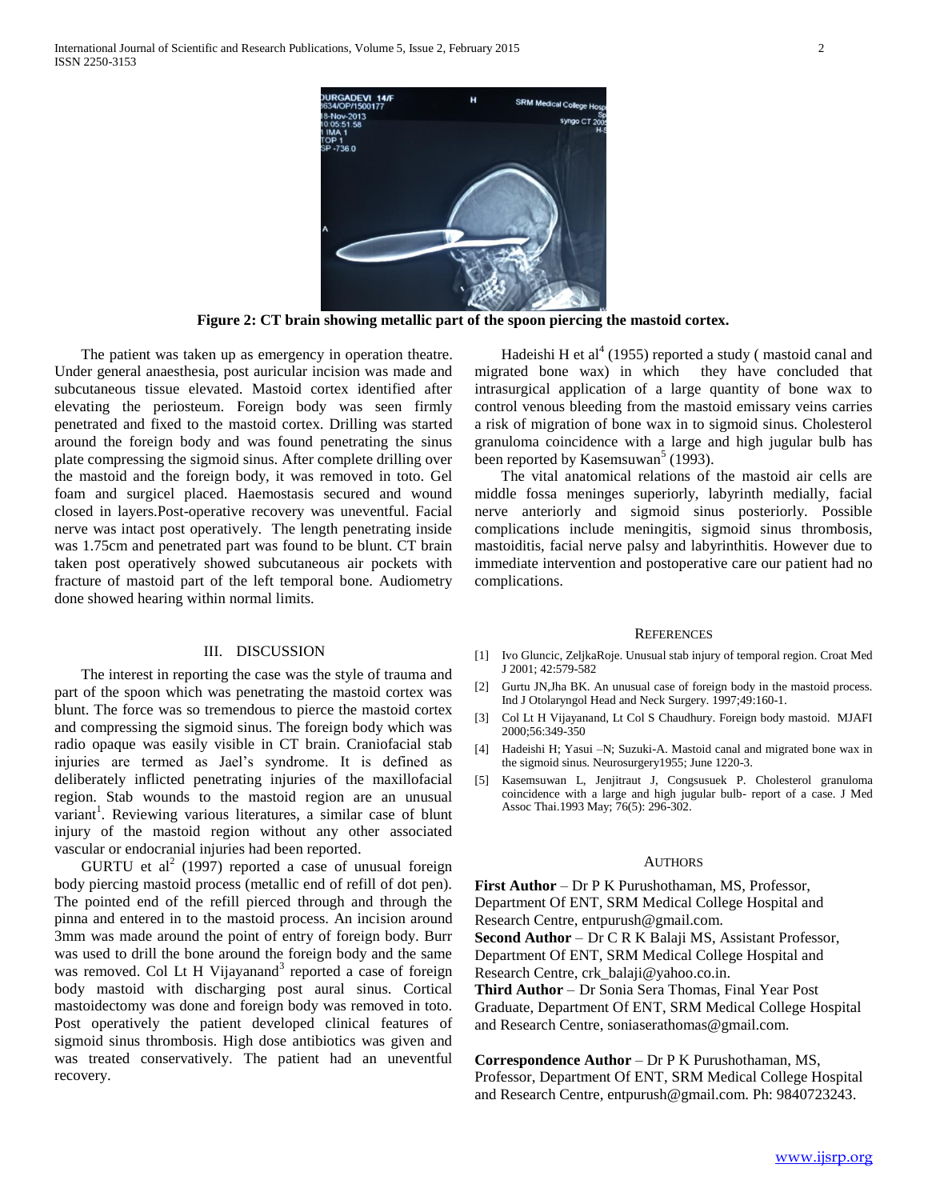**Figure 2: CT brain showing metallic part of the spoon piercing the mastoid cortex.**

The patient was taken up as emergency in operation theatre. Under general anaesthesia, post auricular incision was made and subcutaneous tissue elevated. Mastoid cortex identified after elevating the periosteum. Foreign body was seen firmly penetrated and fixed to the mastoid cortex. Drilling was started around the foreign body and was found penetrating the sinus plate compressing the sigmoid sinus. After complete drilling over the mastoid and the foreign body, it was removed in toto. Gel foam and surgicel placed. Haemostasis secured and wound closed in layers.Post-operative recovery was uneventful. Facial nerve was intact post operatively. The length penetrating inside was 1.75cm and penetrated part was found to be blunt. CT brain taken post operatively showed subcutaneous air pockets with fracture of mastoid part of the left temporal bone. Audiometry done showed hearing within normal limits.

## III. DISCUSSION

The interest in reporting the case was the style of trauma and part of the spoon which was penetrating the mastoid cortex was blunt. The force was so tremendous to pierce the mastoid cortex and compressing the sigmoid sinus. The foreign body which was radio opaque was easily visible in CT brain. Craniofacial stab injuries are termed as Jael's syndrome. It is defined as deliberately inflicted penetrating injuries of the maxillofacial region. Stab wounds to the mastoid region are an unusual variant[1]. Reviewing various literatures, a similar case of blunt injury of the mastoid region without any other associated vascular or endocranial injuries had been reported.

GURTU et al[2] (1997) reported a case of unusual foreign body piercing mastoid process (metallic end of refill of dot pen). The pointed end of the refill pierced through and through the pinna and entered in to the mastoid process. An incision around 3mm was made around the point of entry of foreign body. Burr was used to drill the bone around the foreign body and the same was removed. Col Lt H Vijayanand[3] reported a case of foreign body mastoid with discharging post aural sinus. Cortical mastoidectomy was done and foreign body was removed in toto. Post operatively the patient developed clinical features of sigmoid sinus thrombosis. High dose antibiotics was given and was treated conservatively. The patient had an uneventful recovery.

Hadeishi H et al[4] (1955) reported a study ( mastoid canal and migrated bone wax) in which they have concluded that intrasurgical application of a large quantity of bone wax to control venous bleeding from the mastoid emissary veins carries a risk of migration of bone wax in to sigmoid sinus. Cholesterol granuloma coincidence with a large and high jugular bulb has been reported by Kasemsuwan[5] (1993).

The vital anatomical relations of the mastoid air cells are middle fossa meninges superiorly, labyrinth medially, facial nerve anteriorly and sigmoid sinus posteriorly. Possible complications include meningitis, sigmoid sinus thrombosis, mastoiditis, facial nerve palsy and labyrinthitis. However due to immediate intervention and postoperative care our patient had no complications.

## REFERENCES

[1] Ivo Gluncic, ZeljkaRoje. Unusual stab injury of temporal region. Croat Med J 2001; 42:579-582

[2] Gurtu JN,Jha BK. An unusual case of foreign body in the mastoid process. Ind J Otolaryngol Head and Neck Surgery. 1997;49:160-1.

[3] Col Lt H Vijayanand, Lt Col S Chaudhury. Foreign body mastoid. MJAFI 2000;56:349-350

[4] Hadeishi H; Yasui –N; Suzuki-A. Mastoid canal and migrated bone wax in the sigmoid sinus. Neurosurgery1955; June 1220-3.

[5] Kasemsuwan L, Jenjitraut J, Congsusuek P. Cholesterol granuloma coincidence with a large and high jugular bulb- report of a case. J Med Assoc Thai.1993 May; 76(5): 296-302.

## AUTHORS

**First Author** – Dr P K Purushothaman, MS, Professor, Department Of ENT, SRM Medical College Hospital and Research Centre, entpurush@gmail.com.

**Second Author** – Dr C R K Balaji MS, Assistant Professor, Department Of ENT, SRM Medical College Hospital and Research Centre, crk_balaji@yahoo.co.in.

**Third Author** – Dr Sonia Sera Thomas, Final Year Post Graduate, Department Of ENT, SRM Medical College Hospital and Research Centre, soniaserathomas@gmail.com.

**Correspondence Author** – Dr P K Purushothaman, MS, Professor, Department Of ENT, SRM Medical College Hospital and Research Centre, entpurush@gmail.com. Ph: 9840723243.